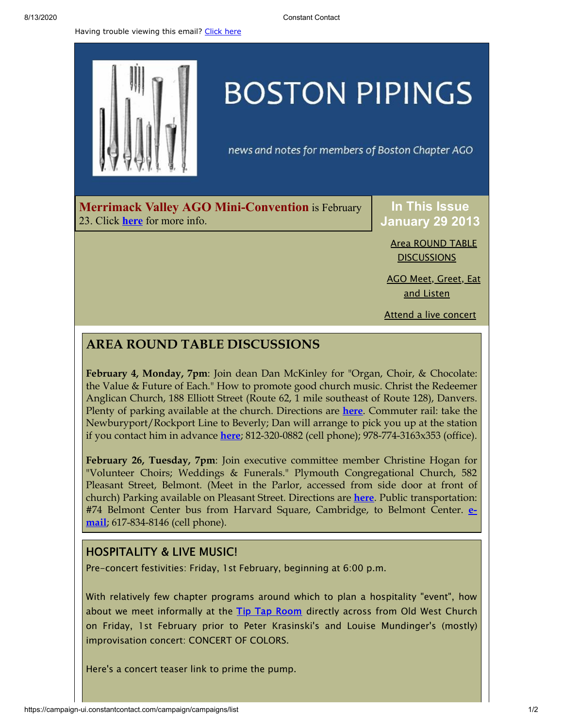Having trouble viewing this email? Click here

# BOSTON PIPINGS

*news and notes for members of Boston Chapter AGO*

**Merrimack Valley AGO Mini-Convention** is February 23. Click **here** for more info.

**In This Issue**
**January 29 2013**

- Area ROUND TABLE DISCUSSIONS
- AGO Meet, Greet, Eat and Listen
- Attend a live concert

## AREA ROUND TABLE DISCUSSIONS

**February 4, Monday, 7pm**: Join dean Dan McKinley for "Organ, Choir, & Chocolate: the Value & Future of Each." How to promote good church music. Christ the Redeemer Anglican Church, 188 Elliott Street (Route 62, 1 mile southeast of Route 128), Danvers. Plenty of parking available at the church. Directions are **here**. Commuter rail: take the Newburyport/Rockport Line to Beverly; Dan will arrange to pick you up at the station if you contact him in advance **here**; 812-320-0882 (cell phone); 978-774-3163x353 (office).

**February 26, Tuesday, 7pm**: Join executive committee member Christine Hogan for "Volunteer Choirs; Weddings & Funerals." Plymouth Congregational Church, 582 Pleasant Street, Belmont. (Meet in the Parlor, accessed from side door at front of church) Parking available on Pleasant Street. Directions are **here**. Public transportation: #74 Belmont Center bus from Harvard Square, Cambridge, to Belmont Center. **e-mail**; 617-834-8146 (cell phone).

## HOSPITALITY & LIVE MUSIC!

Pre-concert festivities: Friday, 1st February, beginning at 6:00 p.m.

With relatively few chapter programs around which to plan a hospitality "event", how about we meet informally at the Tip Tap Room directly across from Old West Church on Friday, 1st February prior to Peter Krasinski's and Louise Mundinger's (mostly) improvisation concert: CONCERT OF COLORS.

Here's a concert teaser link to prime the pump.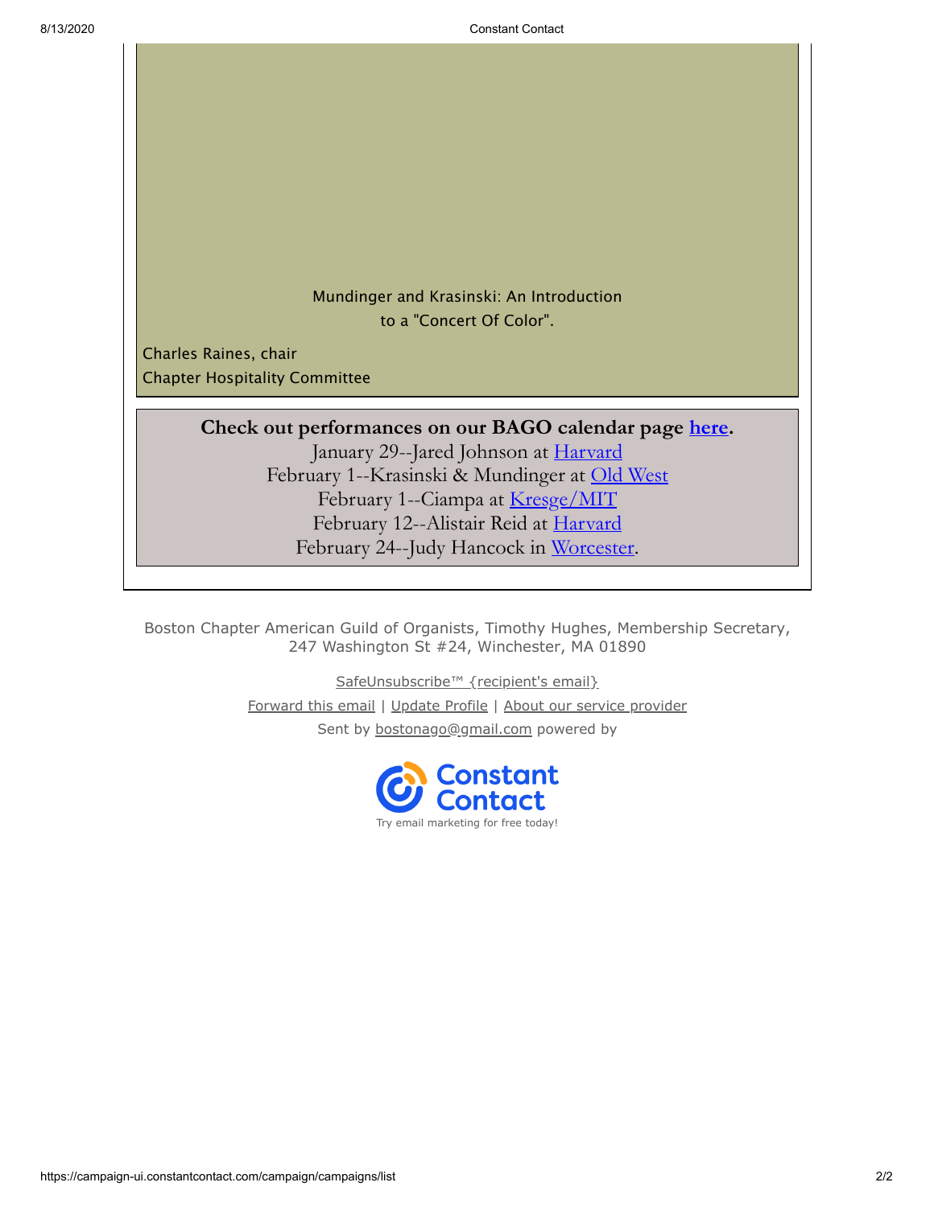Mundinger and Krasinski: An Introduction
to a "Concert Of Color".

Charles Raines, chair
Chapter Hospitality Committee

**Check out performances on our BAGO calendar page here.**

January 29--Jared Johnson at Harvard
February 1--Krasinski & Mundinger at Old West
February 1--Ciampa at Kresge/MIT
February 12--Alistair Reid at Harvard
February 24--Judy Hancock in Worcester.

Boston Chapter American Guild of Organists, Timothy Hughes, Membership Secretary, 247 Washington St #24, Winchester, MA 01890

SafeUnsubscribe™ {recipient's email}

Forward this email | Update Profile | About our service provider

Sent by bostonago@gmail.com powered by

Constant Contact
Try email marketing for free today!